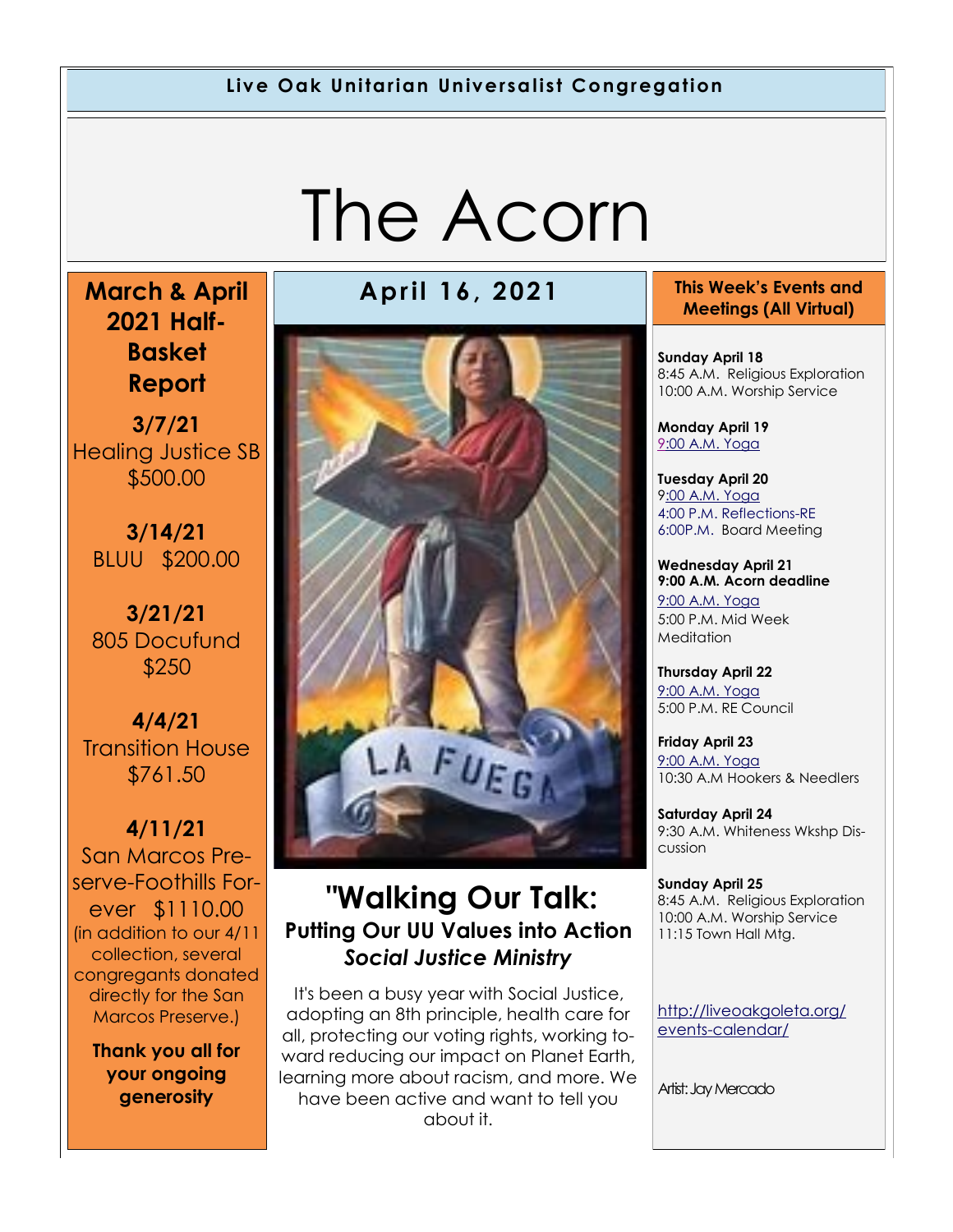**Live Oak Unitarian Universalist Congregation**

# The Acorn

## April 16, 2021

## "Walking Our Talk:
### Putting Our UU Values into Action
### *Social Justice Ministry*

It's been a busy year with Social Justice, adopting an 8th principle, health care for all, protecting our voting rights, working toward reducing our impact on Planet Earth, learning more about racism, and more. We have been active and want to tell you about it.

Artist: Jay Mercado

## March & April 2021 Half-Basket Report

**3/7/21**
Healing Justice SB
$500.00

**3/14/21**
BLUU $200.00

**3/21/21**
805 Docufund
$250

**4/4/21**
Transition House
$761.50

**4/11/21**
San Marcos Preserve-Foothills Forever $1110.00
(in addition to our 4/11 collection, several congregants donated directly for the San Marcos Preserve.)

**Thank you all for your ongoing generosity**

## This Week's Events and Meetings (All Virtual)

**Sunday April 18**
8:45 A.M. Religious Exploration
10:00 A.M. Worship Service

**Monday April 19**
9:00 A.M. Yoga

**Tuesday April 20**
9:00 A.M. Yoga
4:00 P.M. Reflections-RE
6:00P.M. Board Meeting

**Wednesday April 21**
**9:00 A.M. Acorn deadline**
9:00 A.M. Yoga
5:00 P.M. Mid Week Meditation

**Thursday April 22**
9:00 A.M. Yoga
5:00 P.M. RE Council

**Friday April 23**
9:00 A.M. Yoga
10:30 A.M Hookers & Needlers

**Saturday April 24**
9:30 A.M. Whiteness Wkshp Discussion

**Sunday April 25**
8:45 A.M. Religious Exploration
10:00 A.M. Worship Service
11:15 Town Hall Mtg.

http://liveoakgoleta.org/events-calendar/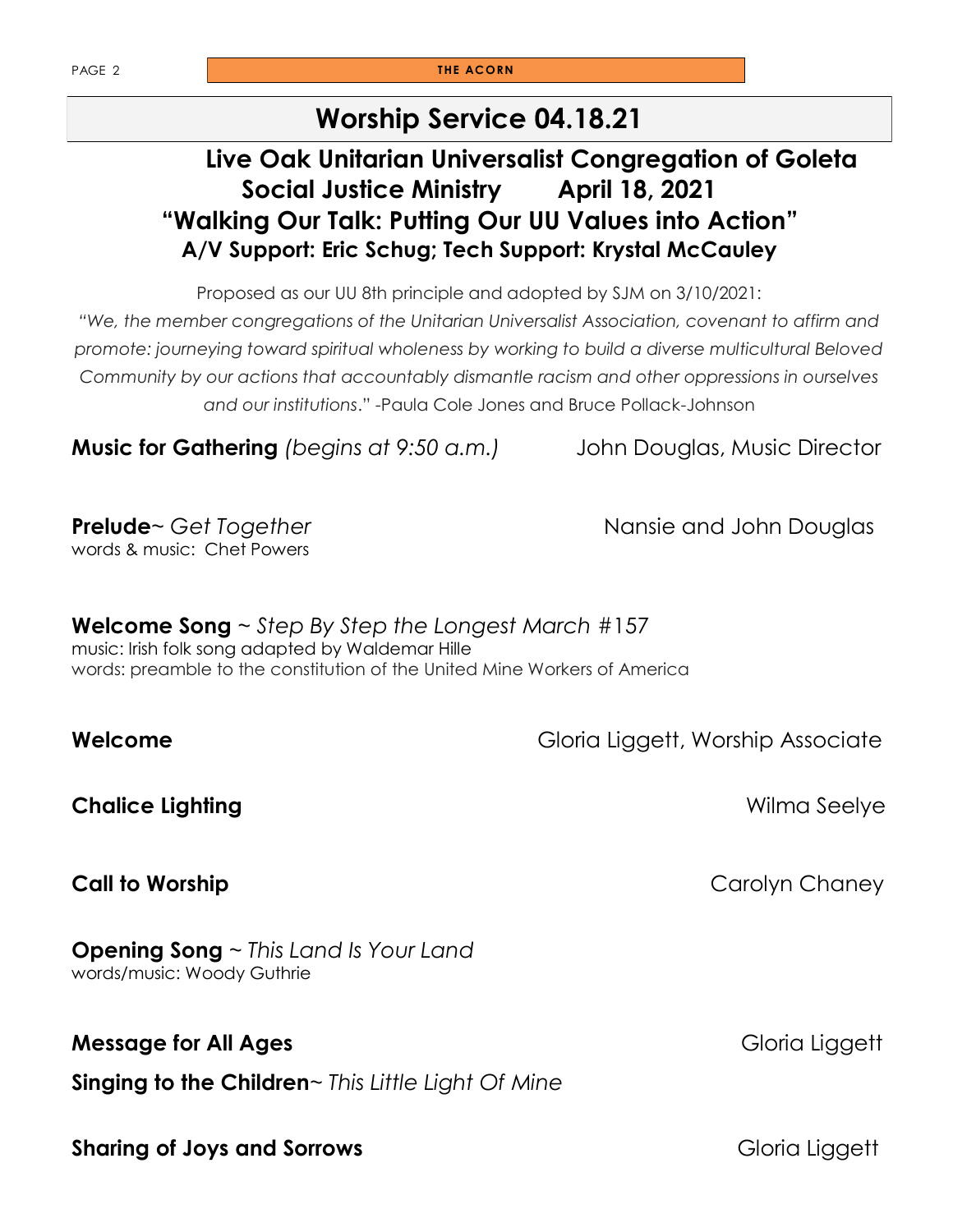# Worship Service 04.18.21

## Live Oak Unitarian Universalist Congregation of Goleta
## Social Justice Ministry April 18, 2021
## "Walking Our Talk: Putting Our UU Values into Action"
### A/V Support: Eric Schug; Tech Support: Krystal McCauley

Proposed as our UU 8th principle and adopted by SJM on 3/10/2021:
*"We, the member congregations of the Unitarian Universalist Association, covenant to affirm and promote: journeying toward spiritual wholeness by working to build a diverse multicultural Beloved Community by our actions that accountably dismantle racism and other oppressions in ourselves and our institutions*." -Paula Cole Jones and Bruce Pollack-Johnson

**Music for Gathering** *(begins at 9:50 a.m.)* John Douglas, Music Director

**Prelude**~ *Get Together* Nansie and John Douglas
words & music: Chet Powers

**Welcome Song** ~ *Step By Step the Longest March* #157
music: Irish folk song adapted by Waldemar Hille
words: preamble to the constitution of the United Mine Workers of America

**Welcome** Gloria Liggett, Worship Associate

**Chalice Lighting** Wilma Seelye

**Call to Worship** Carolyn Chaney

**Opening Song** ~ *This Land Is Your Land*
words/music: Woody Guthrie

**Message for All Ages** Gloria Liggett

**Singing to the Children**~ *This Little Light Of Mine*

**Sharing of Joys and Sorrows** Gloria Liggett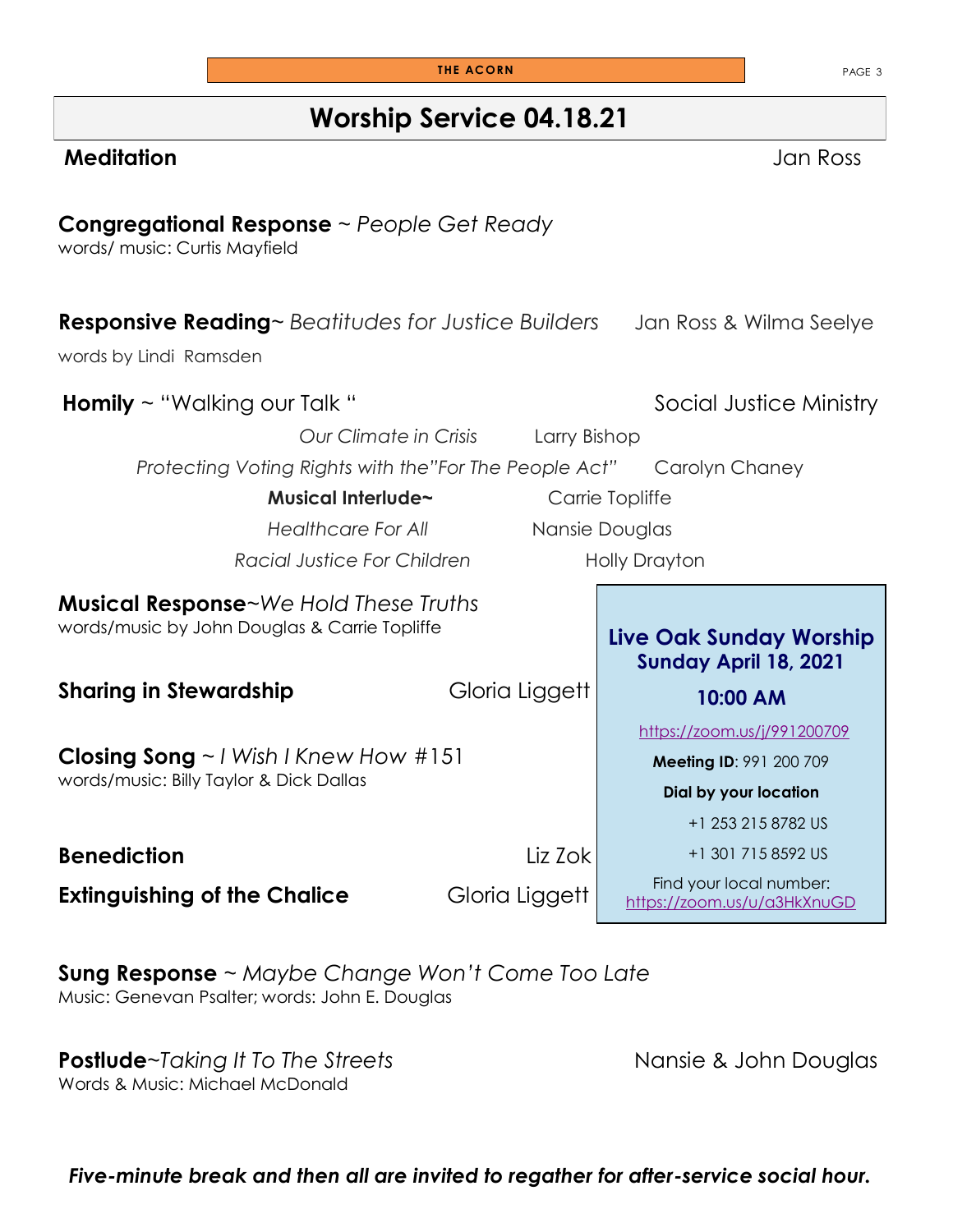# Worship Service 04.18.21

**Meditation** Jan Ross

**Congregational Response** ~ *People Get Ready*
words/ music: Curtis Mayfield

**Responsive Reading**~ *Beatitudes for Justice Builders* Jan Ross & Wilma Seelye
words by Lindi Ramsden

**Homily** ~ "Walking our Talk " Social Justice Ministry

*Our Climate in Crisis* Larry Bishop

*Protecting Voting Rights with the"For The People Act"* Carolyn Chaney

**Musical Interlude~** Carrie Topliffe

*Healthcare For All* Nansie Douglas

*Racial Justice For Children* Holly Drayton

**Musical Response**~*We Hold These Truths*
words/music by John Douglas & Carrie Topliffe

**Sharing in Stewardship** Gloria Liggett

**Closing Song** ~ *I Wish I Knew How* #151
words/music: Billy Taylor & Dick Dallas

**Benediction** Liz Zok

**Extinguishing of the Chalice** Gloria Liggett

**Live Oak Sunday Worship**
**Sunday April 18, 2021**

**10:00 AM**

https://zoom.us/j/991200709

**Meeting ID**: 991 200 709

**Dial by your location**

+1 253 215 8782 US

+1 301 715 8592 US

Find your local number:
https://zoom.us/u/a3HkXnuGD

**Sung Response** ~ *Maybe Change Won't Come Too Late*
Music: Genevan Psalter; words: John E. Douglas

**Postlude**~*Taking It To The Streets* Nansie & John Douglas
Words & Music: Michael McDonald

***Five-minute break and then all are invited to regather for after-service social hour.***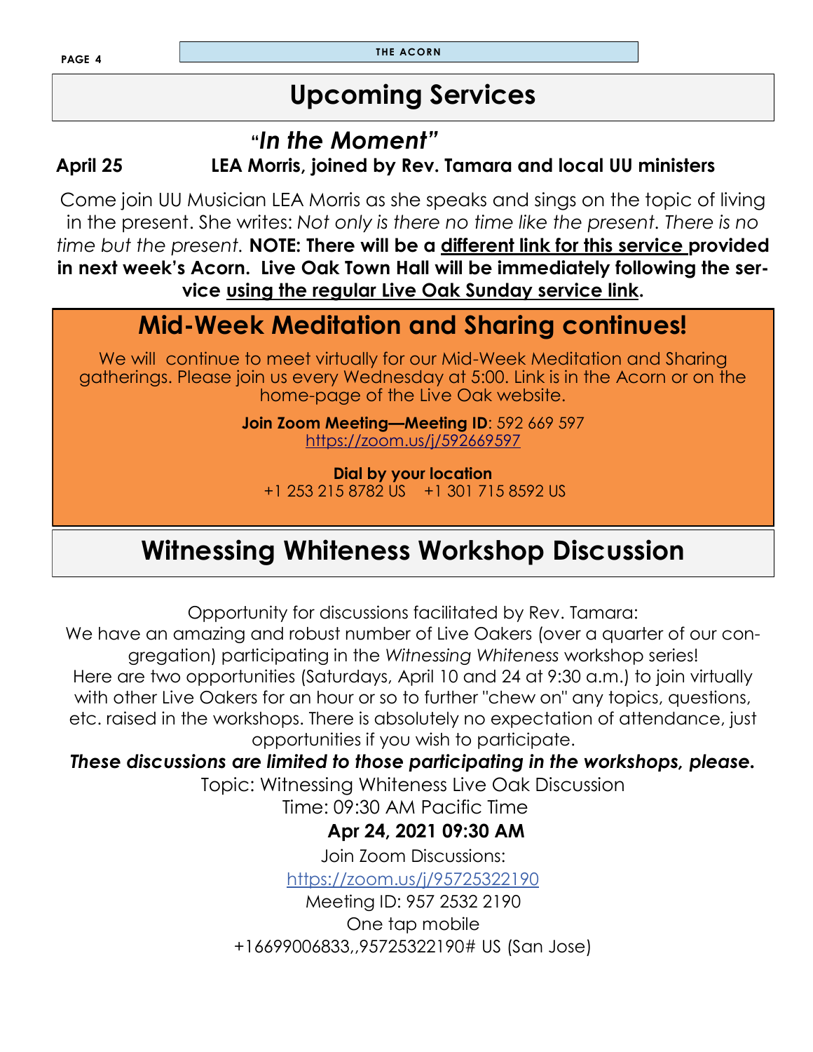# Upcoming Services

### *"In the Moment"*

**April 25** **LEA Morris, joined by Rev. Tamara and local UU ministers**

Come join UU Musician LEA Morris as she speaks and sings on the topic of living in the present. She writes: *Not only is there no time like the present. There is no time but the present.* **NOTE: There will be a different link for this service provided in next week's Acorn. Live Oak Town Hall will be immediately following the service using the regular Live Oak Sunday service link.**

## Mid-Week Meditation and Sharing continues!

We will continue to meet virtually for our Mid-Week Meditation and Sharing gatherings. Please join us every Wednesday at 5:00. Link is in the Acorn or on the home-page of the Live Oak website.

**Join Zoom Meeting—Meeting ID**: 592 669 597
https://zoom.us/j/592669597

**Dial by your location**
+1 253 215 8782 US +1 301 715 8592 US

## Witnessing Whiteness Workshop Discussion

Opportunity for discussions facilitated by Rev. Tamara:
We have an amazing and robust number of Live Oakers (over a quarter of our congregation) participating in the *Witnessing Whiteness* workshop series!
Here are two opportunities (Saturdays, April 10 and 24 at 9:30 a.m.) to join virtually with other Live Oakers for an hour or so to further "chew on" any topics, questions, etc. raised in the workshops. There is absolutely no expectation of attendance, just opportunities if you wish to participate.

***These discussions are limited to those participating in the workshops, please.***

Topic: Witnessing Whiteness Live Oak Discussion
Time: 09:30 AM Pacific Time

**Apr 24, 2021 09:30 AM**

Join Zoom Discussions:
https://zoom.us/j/95725322190
Meeting ID: 957 2532 2190
One tap mobile
+16699006833,,95725322190# US (San Jose)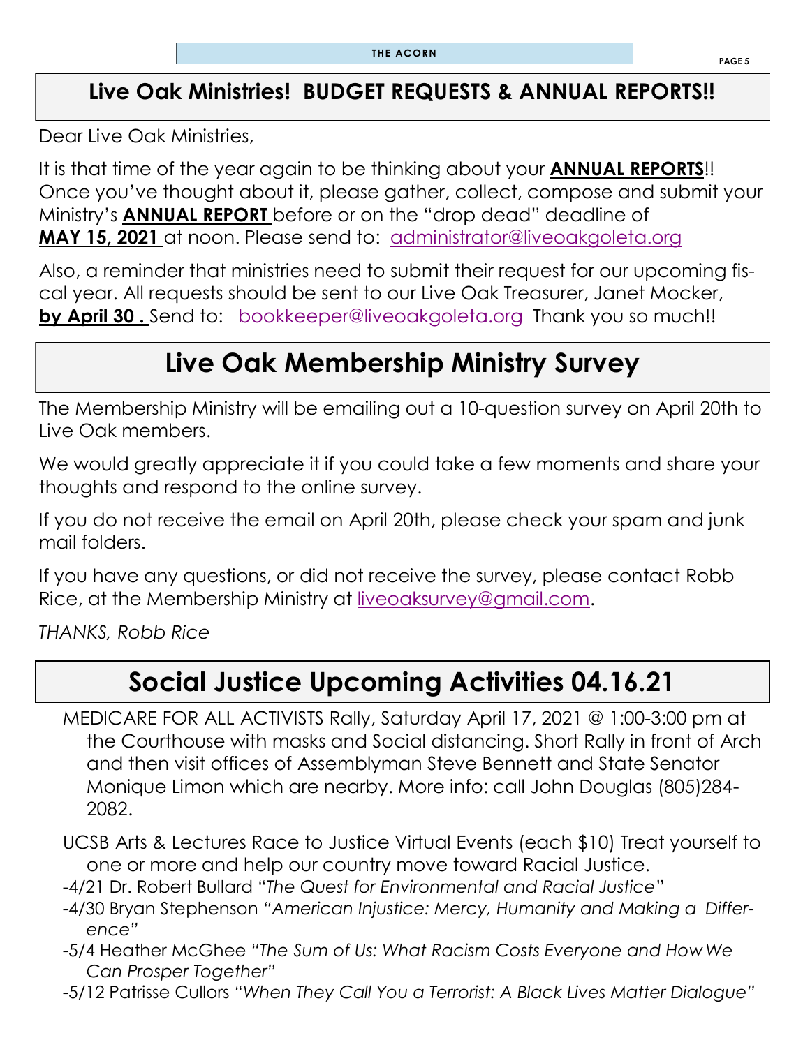## Live Oak Ministries! BUDGET REQUESTS & ANNUAL REPORTS!!

Dear Live Oak Ministries,

It is that time of the year again to be thinking about your **ANNUAL REPORTS**!! Once you've thought about it, please gather, collect, compose and submit your Ministry's **ANNUAL REPORT** before or on the "drop dead" deadline of **MAY 15, 2021** at noon. Please send to: administrator@liveoakgoleta.org

Also, a reminder that ministries need to submit their request for our upcoming fiscal year. All requests should be sent to our Live Oak Treasurer, Janet Mocker, **by April 30 .** Send to: bookkeeper@liveoakgoleta.org Thank you so much!!

## Live Oak Membership Ministry Survey

The Membership Ministry will be emailing out a 10-question survey on April 20th to Live Oak members.

We would greatly appreciate it if you could take a few moments and share your thoughts and respond to the online survey.

If you do not receive the email on April 20th, please check your spam and junk mail folders.

If you have any questions, or did not receive the survey, please contact Robb Rice, at the Membership Ministry at liveoaksurvey@gmail.com.

*THANKS, Robb Rice*

## Social Justice Upcoming Activities 04.16.21

MEDICARE FOR ALL ACTIVISTS Rally, Saturday April 17, 2021 @ 1:00-3:00 pm at the Courthouse with masks and Social distancing. Short Rally in front of Arch and then visit offices of Assemblyman Steve Bennett and State Senator Monique Limon which are nearby. More info: call John Douglas (805)284-2082.

UCSB Arts & Lectures Race to Justice Virtual Events (each $10) Treat yourself to one or more and help our country move toward Racial Justice.

- 4/21 Dr. Robert Bullard "*The Quest for Environmental and Racial Justice*"
- 4/30 Bryan Stephenson "*American Injustice: Mercy, Humanity and Making a Difference*"
- 5/4 Heather McGhee "*The Sum of Us: What Racism Costs Everyone and How We Can Prosper Together*"
- 5/12 Patrisse Cullors "*When They Call You a Terrorist: A Black Lives Matter Dialogue*"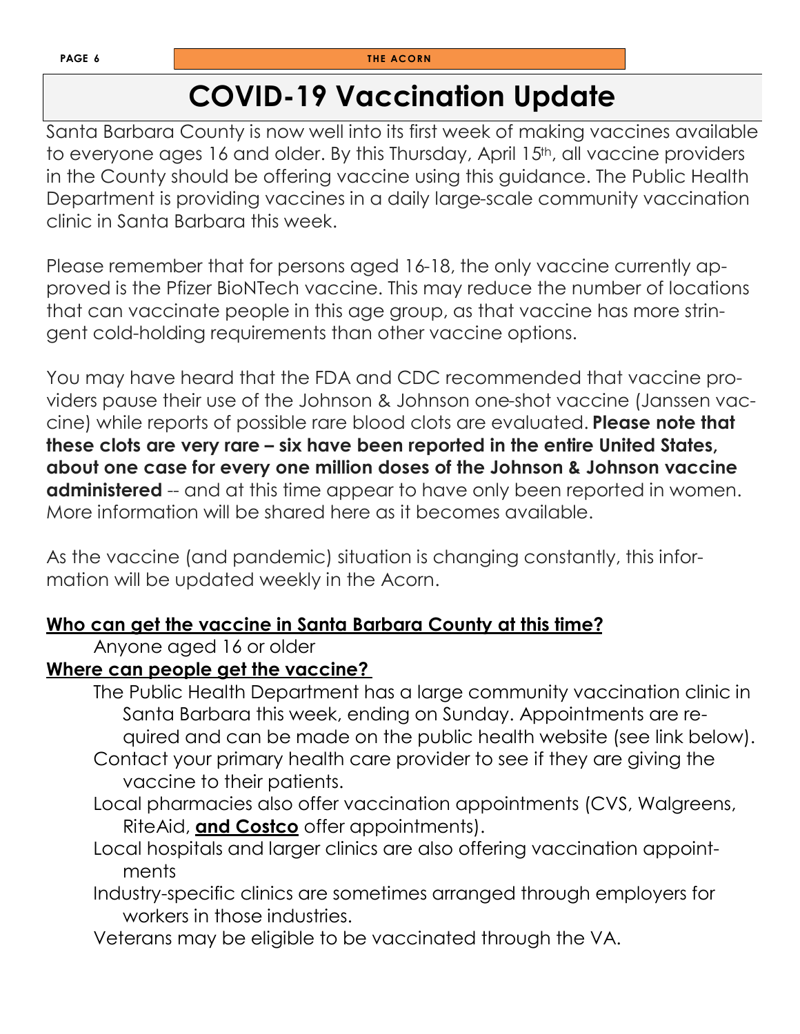# COVID-19 Vaccination Update

Santa Barbara County is now well into its first week of making vaccines available to everyone ages 16 and older. By this Thursday, April 15th, all vaccine providers in the County should be offering vaccine using this guidance. The Public Health Department is providing vaccines in a daily large-scale community vaccination clinic in Santa Barbara this week.

Please remember that for persons aged 16-18, the only vaccine currently approved is the Pfizer BioNTech vaccine. This may reduce the number of locations that can vaccinate people in this age group, as that vaccine has more stringent cold-holding requirements than other vaccine options.

You may have heard that the FDA and CDC recommended that vaccine providers pause their use of the Johnson & Johnson one-shot vaccine (Janssen vaccine) while reports of possible rare blood clots are evaluated. **Please note that these clots are very rare – six have been reported in the entire United States, about one case for every one million doses of the Johnson & Johnson vaccine administered** -- and at this time appear to have only been reported in women. More information will be shared here as it becomes available.

As the vaccine (and pandemic) situation is changing constantly, this information will be updated weekly in the Acorn.

**Who can get the vaccine in Santa Barbara County at this time?**

Anyone aged 16 or older

**Where can people get the vaccine?**

- The Public Health Department has a large community vaccination clinic in Santa Barbara this week, ending on Sunday. Appointments are required and can be made on the public health website (see link below).
- Contact your primary health care provider to see if they are giving the vaccine to their patients.
- Local pharmacies also offer vaccination appointments (CVS, Walgreens, RiteAid, **and Costco** offer appointments).
- Local hospitals and larger clinics are also offering vaccination appointments
- Industry-specific clinics are sometimes arranged through employers for workers in those industries.
- Veterans may be eligible to be vaccinated through the VA.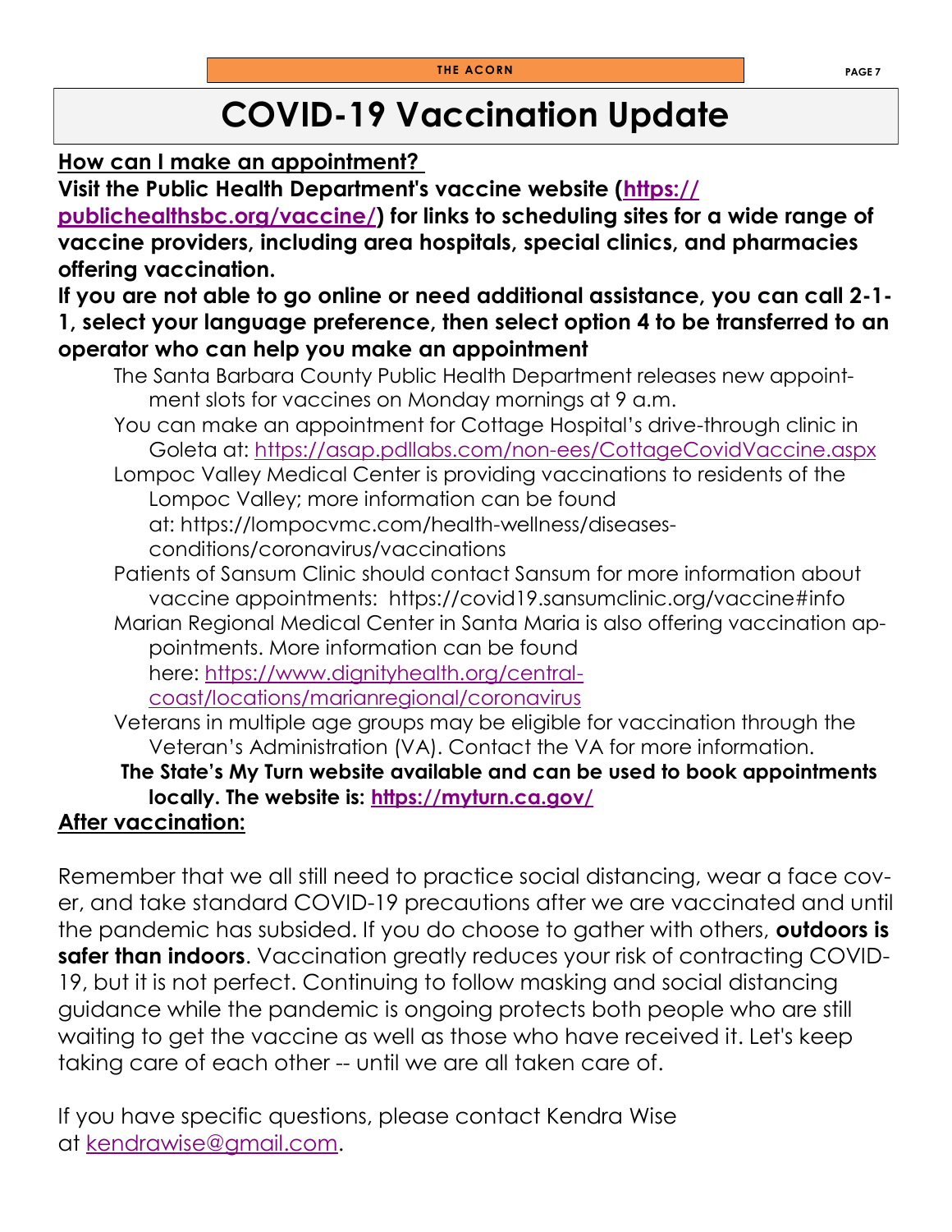# COVID-19 Vaccination Update

**How can I make an appointment?**

**Visit the Public Health Department's vaccine website (https://publichealthsbc.org/vaccine/) for links to scheduling sites for a wide range of vaccine providers, including area hospitals, special clinics, and pharmacies offering vaccination.**

**If you are not able to go online or need additional assistance, you can call 2-1-1, select your language preference, then select option 4 to be transferred to an operator who can help you make an appointment**

- The Santa Barbara County Public Health Department releases new appointment slots for vaccines on Monday mornings at 9 a.m.
- You can make an appointment for Cottage Hospital's drive-through clinic in Goleta at: https://asap.pdllabs.com/non-ees/CottageCovidVaccine.aspx
- Lompoc Valley Medical Center is providing vaccinations to residents of the Lompoc Valley; more information can be found at: https://lompocvmc.com/health-wellness/diseases-conditions/coronavirus/vaccinations
- Patients of Sansum Clinic should contact Sansum for more information about vaccine appointments: https://covid19.sansumclinic.org/vaccine#info
- Marian Regional Medical Center in Santa Maria is also offering vaccination appointments. More information can be found here: https://www.dignityhealth.org/central-coast/locations/marianregional/coronavirus
- Veterans in multiple age groups may be eligible for vaccination through the Veteran's Administration (VA). Contact the VA for more information.
- **The State's My Turn website available and can be used to book appointments locally. The website is: https://myturn.ca.gov/**

**After vaccination:**

Remember that we all still need to practice social distancing, wear a face cover, and take standard COVID-19 precautions after we are vaccinated and until the pandemic has subsided. If you do choose to gather with others, **outdoors is safer than indoors**. Vaccination greatly reduces your risk of contracting COVID-19, but it is not perfect. Continuing to follow masking and social distancing guidance while the pandemic is ongoing protects both people who are still waiting to get the vaccine as well as those who have received it. Let's keep taking care of each other -- until we are all taken care of.

If you have specific questions, please contact Kendra Wise at kendrawise@gmail.com.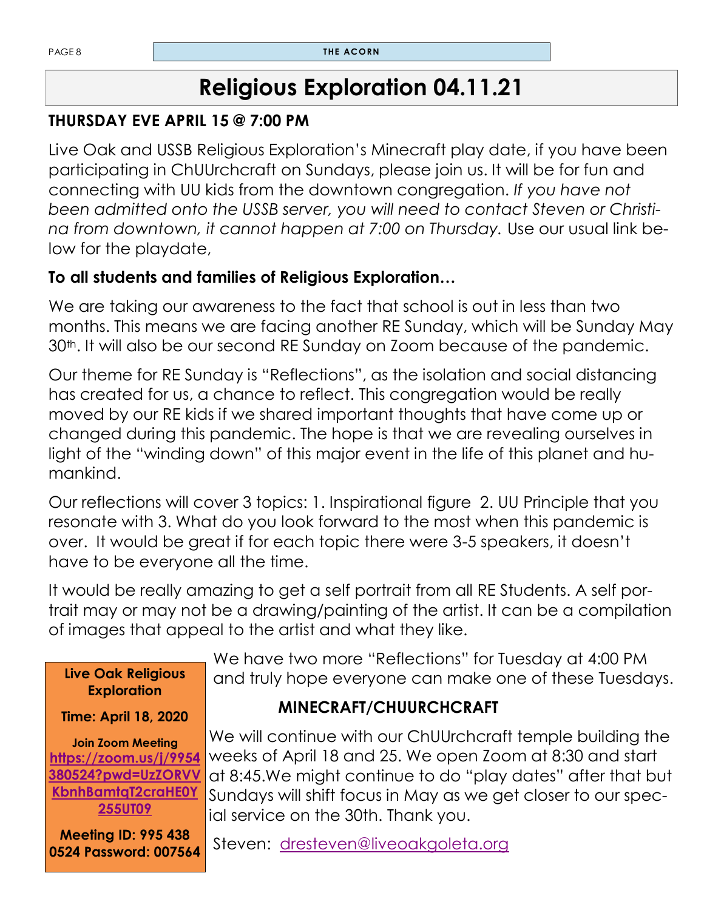# Religious Exploration 04.11.21

**THURSDAY EVE APRIL 15 @ 7:00 PM**

Live Oak and USSB Religious Exploration's Minecraft play date, if you have been participating in ChUUrchcraft on Sundays, please join us. It will be for fun and connecting with UU kids from the downtown congregation. *If you have not been admitted onto the USSB server, you will need to contact Steven or Christina from downtown, it cannot happen at 7:00 on Thursday.* Use our usual link below for the playdate,

**To all students and families of Religious Exploration…**

We are taking our awareness to the fact that school is out in less than two months. This means we are facing another RE Sunday, which will be Sunday May 30th. It will also be our second RE Sunday on Zoom because of the pandemic.

Our theme for RE Sunday is "Reflections", as the isolation and social distancing has created for us, a chance to reflect. This congregation would be really moved by our RE kids if we shared important thoughts that have come up or changed during this pandemic. The hope is that we are revealing ourselves in light of the "winding down" of this major event in the life of this planet and humankind.

Our reflections will cover 3 topics: 1. Inspirational figure 2. UU Principle that you resonate with 3. What do you look forward to the most when this pandemic is over. It would be great if for each topic there were 3-5 speakers, it doesn't have to be everyone all the time.

It would be really amazing to get a self portrait from all RE Students. A self portrait may or may not be a drawing/painting of the artist. It can be a compilation of images that appeal to the artist and what they like.

We have two more "Reflections" for Tuesday at 4:00 PM and truly hope everyone can make one of these Tuesdays.

**Live Oak Religious Exploration**

**Time: April 18, 2020**

**Join Zoom Meeting**
**https://zoom.us/j/9954380524?pwd=UzZORVVKbnhBamtqT2craHE0Y255UT09**

**Meeting ID: 995 438 0524 Password: 007564**

### MINECRAFT/CHUURCHCRAFT

We will continue with our ChUUrchcraft temple building the weeks of April 18 and 25. We open Zoom at 8:30 and start at 8:45.We might continue to do "play dates" after that but Sundays will shift focus in May as we get closer to our special service on the 30th. Thank you.

Steven: dresteven@liveoakgoleta.org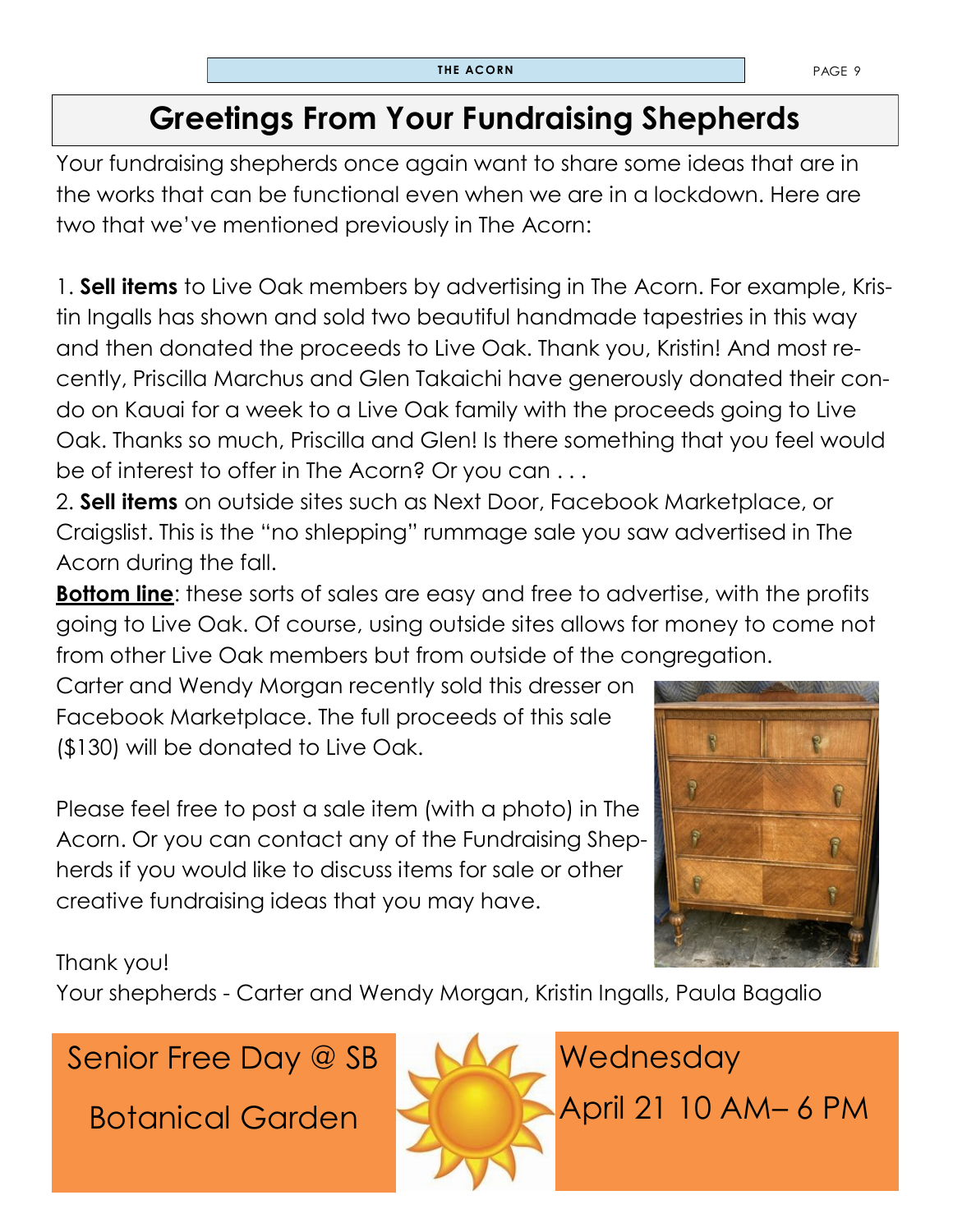# Greetings From Your Fundraising Shepherds

Your fundraising shepherds once again want to share some ideas that are in the works that can be functional even when we are in a lockdown. Here are two that we've mentioned previously in The Acorn:

1. **Sell items** to Live Oak members by advertising in The Acorn. For example, Kristin Ingalls has shown and sold two beautiful handmade tapestries in this way and then donated the proceeds to Live Oak. Thank you, Kristin! And most recently, Priscilla Marchus and Glen Takaichi have generously donated their condo on Kauai for a week to a Live Oak family with the proceeds going to Live Oak. Thanks so much, Priscilla and Glen! Is there something that you feel would be of interest to offer in The Acorn? Or you can . . .
2. **Sell items** on outside sites such as Next Door, Facebook Marketplace, or Craigslist. This is the "no shlepping" rummage sale you saw advertised in The Acorn during the fall.

**Bottom line**: these sorts of sales are easy and free to advertise, with the profits going to Live Oak. Of course, using outside sites allows for money to come not from other Live Oak members but from outside of the congregation.

Carter and Wendy Morgan recently sold this dresser on Facebook Marketplace. The full proceeds of this sale ($130) will be donated to Live Oak.

Please feel free to post a sale item (with a photo) in The Acorn. Or you can contact any of the Fundraising Shepherds if you would like to discuss items for sale or other creative fundraising ideas that you may have.

Thank you!

Your shepherds - Carter and Wendy Morgan, Kristin Ingalls, Paula Bagalio

Senior Free Day @ SB Botanical Garden

Wednesday April 21 10 AM– 6 PM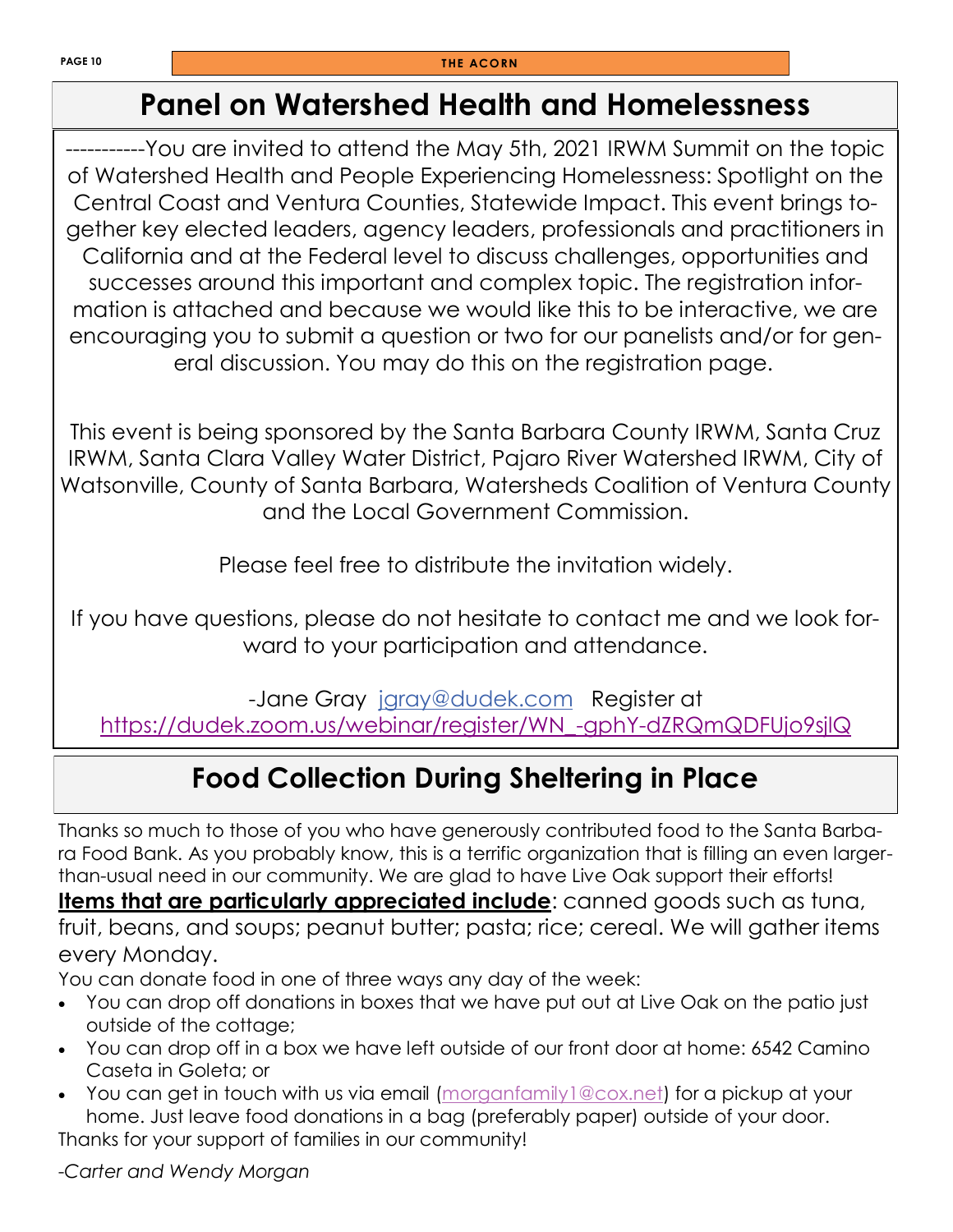# Panel on Watershed Health and Homelessness

-----------You are invited to attend the May 5th, 2021 IRWM Summit on the topic of Watershed Health and People Experiencing Homelessness: Spotlight on the Central Coast and Ventura Counties, Statewide Impact. This event brings together key elected leaders, agency leaders, professionals and practitioners in California and at the Federal level to discuss challenges, opportunities and successes around this important and complex topic. The registration information is attached and because we would like this to be interactive, we are encouraging you to submit a question or two for our panelists and/or for general discussion. You may do this on the registration page.

This event is being sponsored by the Santa Barbara County IRWM, Santa Cruz IRWM, Santa Clara Valley Water District, Pajaro River Watershed IRWM, City of Watsonville, County of Santa Barbara, Watersheds Coalition of Ventura County and the Local Government Commission.

Please feel free to distribute the invitation widely.

If you have questions, please do not hesitate to contact me and we look forward to your participation and attendance.

-Jane Gray jgray@dudek.com Register at https://dudek.zoom.us/webinar/register/WN_-gphY-dZRQmQDFUjo9sjlQ

# Food Collection During Sheltering in Place

Thanks so much to those of you who have generously contributed food to the Santa Barbara Food Bank. As you probably know, this is a terrific organization that is filling an even larger-than-usual need in our community. We are glad to have Live Oak support their efforts!

**Items that are particularly appreciated include**: canned goods such as tuna, fruit, beans, and soups; peanut butter; pasta; rice; cereal. We will gather items every Monday.

You can donate food in one of three ways any day of the week:

- You can drop off donations in boxes that we have put out at Live Oak on the patio just outside of the cottage;
- You can drop off in a box we have left outside of our front door at home: 6542 Camino Caseta in Goleta; or
- You can get in touch with us via email (morganfamily1@cox.net) for a pickup at your home. Just leave food donations in a bag (preferably paper) outside of your door.

Thanks for your support of families in our community!

*-Carter and Wendy Morgan*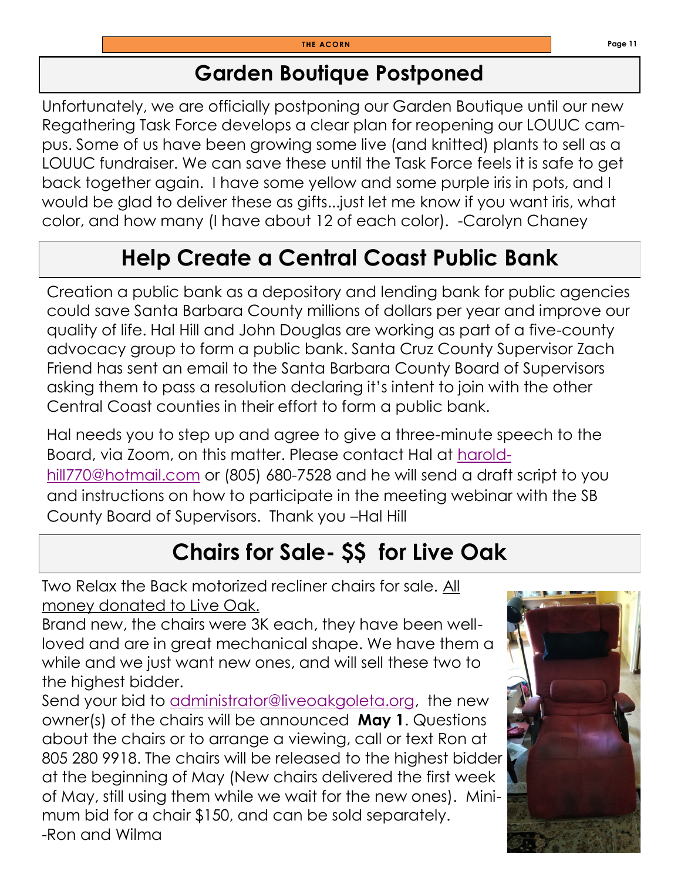## Garden Boutique Postponed

Unfortunately, we are officially postponing our Garden Boutique until our new Regathering Task Force develops a clear plan for reopening our LOUUC campus. Some of us have been growing some live (and knitted) plants to sell as a LOUUC fundraiser. We can save these until the Task Force feels it is safe to get back together again. I have some yellow and some purple iris in pots, and I would be glad to deliver these as gifts...just let me know if you want iris, what color, and how many (I have about 12 of each color). -Carolyn Chaney

## Help Create a Central Coast Public Bank

Creation a public bank as a depository and lending bank for public agencies could save Santa Barbara County millions of dollars per year and improve our quality of life. Hal Hill and John Douglas are working as part of a five-county advocacy group to form a public bank. Santa Cruz County Supervisor Zach Friend has sent an email to the Santa Barbara County Board of Supervisors asking them to pass a resolution declaring it's intent to join with the other Central Coast counties in their effort to form a public bank.

Hal needs you to step up and agree to give a three-minute speech to the Board, via Zoom, on this matter. Please contact Hal at haroldhill770@hotmail.com or (805) 680-7528 and he will send a draft script to you and instructions on how to participate in the meeting webinar with the SB County Board of Supervisors. Thank you –Hal Hill

## Chairs for Sale- $$ for Live Oak

Two Relax the Back motorized recliner chairs for sale. All money donated to Live Oak.

Brand new, the chairs were 3K each, they have been well-loved and are in great mechanical shape. We have them a while and we just want new ones, and will sell these two to the highest bidder.

Send your bid to administrator@liveoakgoleta.org, the new owner(s) of the chairs will be announced **May 1**. Questions about the chairs or to arrange a viewing, call or text Ron at 805 280 9918. The chairs will be released to the highest bidder at the beginning of May (New chairs delivered the first week of May, still using them while we wait for the new ones). Minimum bid for a chair $150, and can be sold separately.

-Ron and Wilma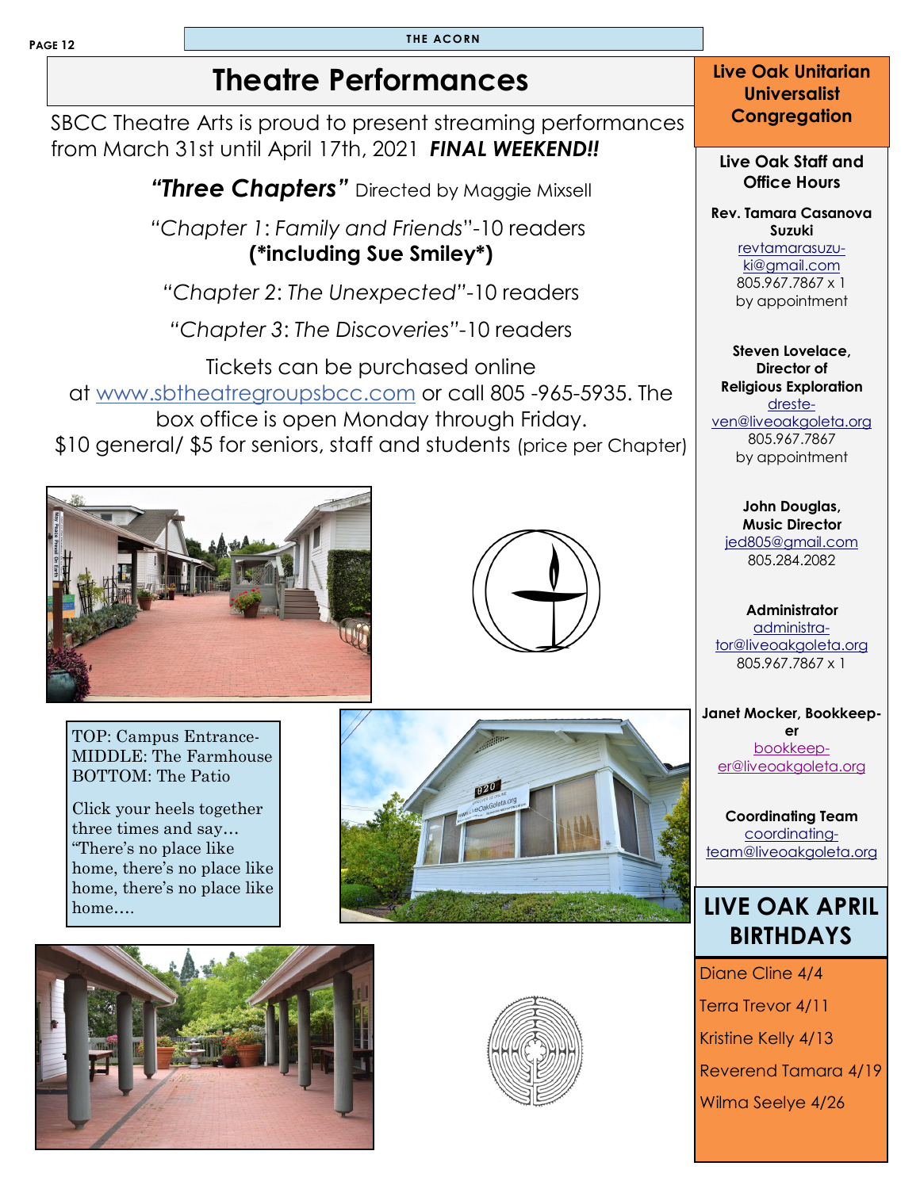# Theatre Performances

SBCC Theatre Arts is proud to present streaming performances from March 31st until April 17th, 2021 ***FINAL WEEKEND!!***

***"Three Chapters"*** Directed by Maggie Mixsell

"*Chapter 1*: *Family and Friends*"-10 readers
**(*including Sue Smiley*)**

"*Chapter 2*: *The Unexpected*"-10 readers

"*Chapter 3*: *The Discoveries*"-10 readers

Tickets can be purchased online at www.sbtheatregroupsbcc.com or call 805 -965-5935. The box office is open Monday through Friday.
$10 general/ $5 for seniors, staff and students (price per Chapter)

TOP: Campus Entrance-
MIDDLE: The Farmhouse
BOTTOM: The Patio

Click your heels together three times and say… "There's no place like home, there's no place like home, there's no place like home….

## Live Oak Unitarian Universalist Congregation

### Live Oak Staff and Office Hours

**Rev. Tamara Casanova Suzuki**
revtamarasuzuki@gmail.com
805.967.7867 x 1
by appointment

**Steven Lovelace, Director of Religious Exploration**
dresteven@liveoakgoleta.org
805.967.7867
by appointment

**John Douglas, Music Director**
jed805@gmail.com
805.284.2082

**Administrator**
administrator@liveoakgoleta.org
805.967.7867 x 1

**Janet Mocker, Bookkeeper**
bookkeeper@liveoakgoleta.org

**Coordinating Team**
coordinatingteam@liveoakgoleta.org

## LIVE OAK APRIL BIRTHDAYS

Diane Cline 4/4
Terra Trevor 4/11
Kristine Kelly 4/13
Reverend Tamara 4/19
Wilma Seelye 4/26